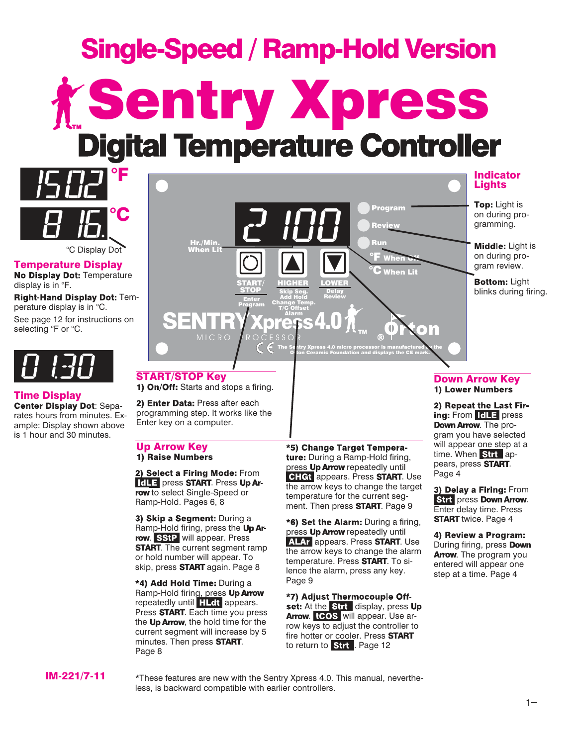# Single-Speed / Ramp-Hold Version

# Sentry Xpress™

# Digital Temperature Controller

1502 °F

8 16. °C

°C Display Dot

## Temperature Display

**No Display Dot:** Temperature display is in °F.

**Right-Hand Display Dot:** Temperature display is in °C.

See page 12 for instructions on selecting °F or °C.

0 1.30

## Time Display

**Center Display Dot**: Separates hours from minutes. Example: Display shown above is 1 hour and 30 minutes.

2100

Hr./Min. When Lit

Program

Review

Run

°F When Off

°C When Lit

START/STOP — Enter Program

HIGHER — Skip Seg. Add Hold Change Temp. T/C Offset Alarm

LOWER — Delay Review

SENTRY Xpress4.0™ MICRO PROCESSOR

Orton®

The Sentry Xpress 4.0 micro processor is manufactured by the Orton Ceramic Foundation and displays the CE mark.

## Indicator Lights

**Top:** Light is on during programming.

**Middle:** Light is on during program review.

**Bottom:** Light blinks during firing.

## START/STOP Key

**1) On/Off:** Starts and stops a firing.

**2) Enter Data:** Press after each programming step. It works like the Enter key on a computer.

## Up Arrow Key

**1) Raise Numbers**

**2) Select a Firing Mode:** From **IdLE** press **START**. Press **Up Arrow** to select Single-Speed or Ramp-Hold. Pages 6, 8

**3) Skip a Segment:** During a Ramp-Hold firing, press the **Up Arrow**. **SStP** will appear. Press **START**. The current segment ramp or hold number will appear. To skip, press **START** again. Page 8

**\*4) Add Hold Time:** During a Ramp-Hold firing, press **Up Arrow** repeatedly until **HLdt** appears. Press **START**. Each time you press the **Up Arrow**, the hold time for the current segment will increase by 5 minutes. Then press **START**. Page 8

**\*5) Change Target Temperature:** During a Ramp-Hold firing, press **Up Arrow** repeatedly until **CHGt** appears. Press **START**. Use the arrow keys to change the target temperature for the current segment. Then press **START**. Page 9

**\*6) Set the Alarm:** During a firing, press **Up Arrow** repeatedly until **ALAr** appears. Press **START**. Use the arrow keys to change the alarm temperature. Press **START**. To silence the alarm, press any key. Page 9

**\*7) Adjust Thermocouple Offset:** At the **Strt** display, press **Up Arrow**. **tCOS** will appear. Use arrow keys to adjust the controller to fire hotter or cooler. Press **START** to return to **Strt**. Page 12

## Down Arrow Key

**1) Lower Numbers**

**2) Repeat the Last Firing:** From **IdLE** press **Down Arrow**. The program you have selected will appear one step at a time. When **Strt** appears, press **START**. Page 4

**3) Delay a Firing:** From **Strt** press **Down Arrow**. Enter delay time. Press **START** twice. Page 4

**4) Review a Program:** During firing, press **Down Arrow**. The program you entered will appear one step at a time. Page 4

IM-221/7-11

*These features are new with the Sentry Xpress 4.0. This manual, nevertheless, is backward compatible with earlier controllers.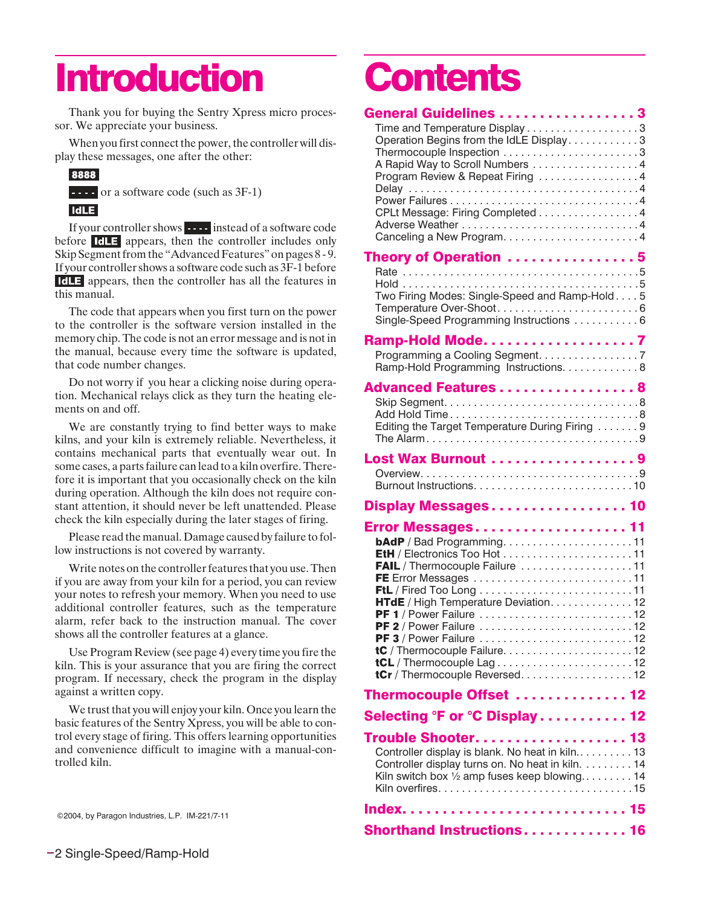# Introduction

Thank you for buying the Sentry Xpress micro processor. We appreciate your business.

When you first connect the power, the controller will display these messages, one after the other:

**8888**

**- - - -** or a software code (such as 3F-1)

**IdLE**

If your controller shows **- - - -** instead of a software code before **IdLE** appears, then the controller includes only Skip Segment from the "Advanced Features" on pages 8 - 9. If your controller shows a software code such as 3F-1 before **IdLE** appears, then the controller has all the features in this manual.

The code that appears when you first turn on the power to the controller is the software version installed in the memory chip. The code is not an error message and is not in the manual, because every time the software is updated, that code number changes.

Do not worry if you hear a clicking noise during operation. Mechanical relays click as they turn the heating elements on and off.

We are constantly trying to find better ways to make kilns, and your kiln is extremely reliable. Nevertheless, it contains mechanical parts that eventually wear out. In some cases, a parts failure can lead to a kiln overfire. Therefore it is important that you occasionally check on the kiln during operation. Although the kiln does not require constant attention, it should never be left unattended. Please check the kiln especially during the later stages of firing.

Please read the manual. Damage caused by failure to follow instructions is not covered by warranty.

Write notes on the controller features that you use. Then if you are away from your kiln for a period, you can review your notes to refresh your memory. When you need to use additional controller features, such as the temperature alarm, refer back to the instruction manual. The cover shows all the controller features at a glance.

Use Program Review (see page 4) every time you fire the kiln. This is your assurance that you are firing the correct program. If necessary, check the program in the display against a written copy.

We trust that you will enjoy your kiln. Once you learn the basic features of the Sentry Xpress, you will be able to control every stage of firing. This offers learning opportunities and convenience difficult to imagine with a manual-controlled kiln.

©2004, by Paragon Industries, L.P. IM-221/7-11

# Contents

**General Guidelines . . . . . . . . . . . . . . . . . 3**
- Time and Temperature Display . . . . . . . . . . . . . . . . . . . 3
- Operation Begins from the IdLE Display. . . . . . . . . . . . 3
- Thermocouple Inspection . . . . . . . . . . . . . . . . . . . . . . . 3
- A Rapid Way to Scroll Numbers . . . . . . . . . . . . . . . . . . 4
- Program Review & Repeat Firing . . . . . . . . . . . . . . . . . 4
- Delay . . . . . . . . . . . . . . . . . . . . . . . . . . . . . . . . . . . . . . 4
- Power Failures . . . . . . . . . . . . . . . . . . . . . . . . . . . . . . . 4
- CPLt Message: Firing Completed . . . . . . . . . . . . . . . . . 4
- Adverse Weather . . . . . . . . . . . . . . . . . . . . . . . . . . . . . 4
- Canceling a New Program. . . . . . . . . . . . . . . . . . . . . . . 4

**Theory of Operation . . . . . . . . . . . . . . . . 5**
- Rate . . . . . . . . . . . . . . . . . . . . . . . . . . . . . . . . . . . . . . . 5
- Hold . . . . . . . . . . . . . . . . . . . . . . . . . . . . . . . . . . . . . . . 5
- Two Firing Modes: Single-Speed and Ramp-Hold . . . . 5
- Temperature Over-Shoot. . . . . . . . . . . . . . . . . . . . . . . . 6
- Single-Speed Programming Instructions . . . . . . . . . . . 6

**Ramp-Hold Mode. . . . . . . . . . . . . . . . . . . 7**
- Programming a Cooling Segment. . . . . . . . . . . . . . . . . 7
- Ramp-Hold Programming Instructions. . . . . . . . . . . . . 8

**Advanced Features . . . . . . . . . . . . . . . . . 8**
- Skip Segment. . . . . . . . . . . . . . . . . . . . . . . . . . . . . . . . 8
- Add Hold Time . . . . . . . . . . . . . . . . . . . . . . . . . . . . . . . 8
- Editing the Target Temperature During Firing . . . . . . . 9
- The Alarm. . . . . . . . . . . . . . . . . . . . . . . . . . . . . . . . . . . 9

**Lost Wax Burnout . . . . . . . . . . . . . . . . . . 9**
- Overview. . . . . . . . . . . . . . . . . . . . . . . . . . . . . . . . . . . . 9
- Burnout Instructions. . . . . . . . . . . . . . . . . . . . . . . . . . . 10

**Display Messages . . . . . . . . . . . . . . . . . 10**

**Error Messages. . . . . . . . . . . . . . . . . . . 11**
- **bAdP** / Bad Programming. . . . . . . . . . . . . . . . . . . . . . 11
- **EtH** / Electronics Too Hot . . . . . . . . . . . . . . . . . . . . . . 11
- **FAIL** / Thermocouple Failure . . . . . . . . . . . . . . . . . . . 11
- **FE** Error Messages . . . . . . . . . . . . . . . . . . . . . . . . . . . 11
- **FtL** / Fired Too Long . . . . . . . . . . . . . . . . . . . . . . . . . . 11
- **HTdE** / High Temperature Deviation. . . . . . . . . . . . . . 12
- **PF 1** / Power Failure . . . . . . . . . . . . . . . . . . . . . . . . . 12
- **PF 2** / Power Failure . . . . . . . . . . . . . . . . . . . . . . . . . 12
- **PF 3** / Power Failure . . . . . . . . . . . . . . . . . . . . . . . . . 12
- **tC** / Thermocouple Failure. . . . . . . . . . . . . . . . . . . . . . 12
- **tCL** / Thermocouple Lag . . . . . . . . . . . . . . . . . . . . . . . 12
- **tCr** / Thermocouple Reversed. . . . . . . . . . . . . . . . . . . 12

**Thermocouple Offset . . . . . . . . . . . . . . 12**

**Selecting °F or °C Display . . . . . . . . . . . 12**

**Trouble Shooter. . . . . . . . . . . . . . . . . . . 13**
- Controller display is blank. No heat in kiln. . . . . . . . . . 13
- Controller display turns on. No heat in kiln. . . . . . . . . 14
- Kiln switch box ½ amp fuses keep blowing. . . . . . . . . 14
- Kiln overfires. . . . . . . . . . . . . . . . . . . . . . . . . . . . . . . . 15

**Index. . . . . . . . . . . . . . . . . . . . . . . . . . . 15**

**Shorthand Instructions. . . . . . . . . . . . . 16**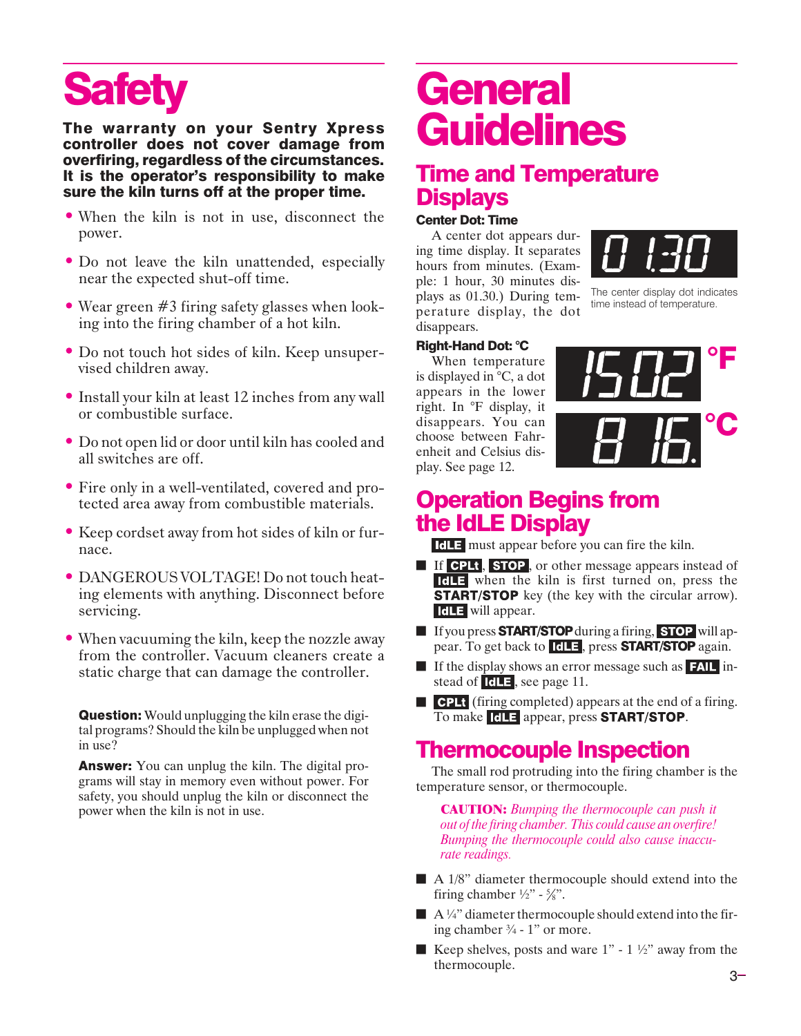# Safety

**The warranty on your Sentry Xpress controller does not cover damage from overfiring, regardless of the circumstances. It is the operator's responsibility to make sure the kiln turns off at the proper time.**

- When the kiln is not in use, disconnect the power.
- Do not leave the kiln unattended, especially near the expected shut-off time.
- Wear green #3 firing safety glasses when looking into the firing chamber of a hot kiln.
- Do not touch hot sides of kiln. Keep unsupervised children away.
- Install your kiln at least 12 inches from any wall or combustible surface.
- Do not open lid or door until kiln has cooled and all switches are off.
- Fire only in a well-ventilated, covered and protected area away from combustible materials.
- Keep cordset away from hot sides of kiln or furnace.
- DANGEROUS VOLTAGE! Do not touch heating elements with anything. Disconnect before servicing.
- When vacuuming the kiln, keep the nozzle away from the controller. Vacuum cleaners create a static charge that can damage the controller.

**Question:** Would unplugging the kiln erase the digital programs? Should the kiln be unplugged when not in use?

**Answer:** You can unplug the kiln. The digital programs will stay in memory even without power. For safety, you should unplug the kiln or disconnect the power when the kiln is not in use.

# General Guidelines

## Time and Temperature Displays

### Center Dot: Time

A center dot appears during time display. It separates hours from minutes. (Example: 1 hour, 30 minutes displays as 01.30.) During temperature display, the dot disappears.

01.30

The center display dot indicates time instead of temperature.

### Right-Hand Dot: °C

When temperature is displayed in °C, a dot appears in the lower right. In °F display, it disappears. You can choose between Fahrenheit and Celsius display. See page 12.

1502 °F

816. °C

## Operation Begins from the IdLE Display

**IdLE** must appear before you can fire the kiln.

- If **CPLt**, **STOP**, or other message appears instead of **IdLE** when the kiln is first turned on, press the **START/STOP** key (the key with the circular arrow). **IdLE** will appear.
- If you press **START/STOP** during a firing, **STOP** will appear. To get back to **IdLE**, press **START/STOP** again.
- If the display shows an error message such as **FAIL** instead of **IdLE**, see page 11.
- **CPLt** (firing completed) appears at the end of a firing. To make **IdLE** appear, press **START/STOP**.

## Thermocouple Inspection

The small rod protruding into the firing chamber is the temperature sensor, or thermocouple.

**CAUTION:** *Bumping the thermocouple can push it out of the firing chamber. This could cause an overfire! Bumping the thermocouple could also cause inaccurate readings.*

- A 1/8" diameter thermocouple should extend into the firing chamber ½" - ⅝".
- A ¼" diameter thermocouple should extend into the firing chamber ¾ - 1" or more.
- Keep shelves, posts and ware 1" - 1 ½" away from the thermocouple.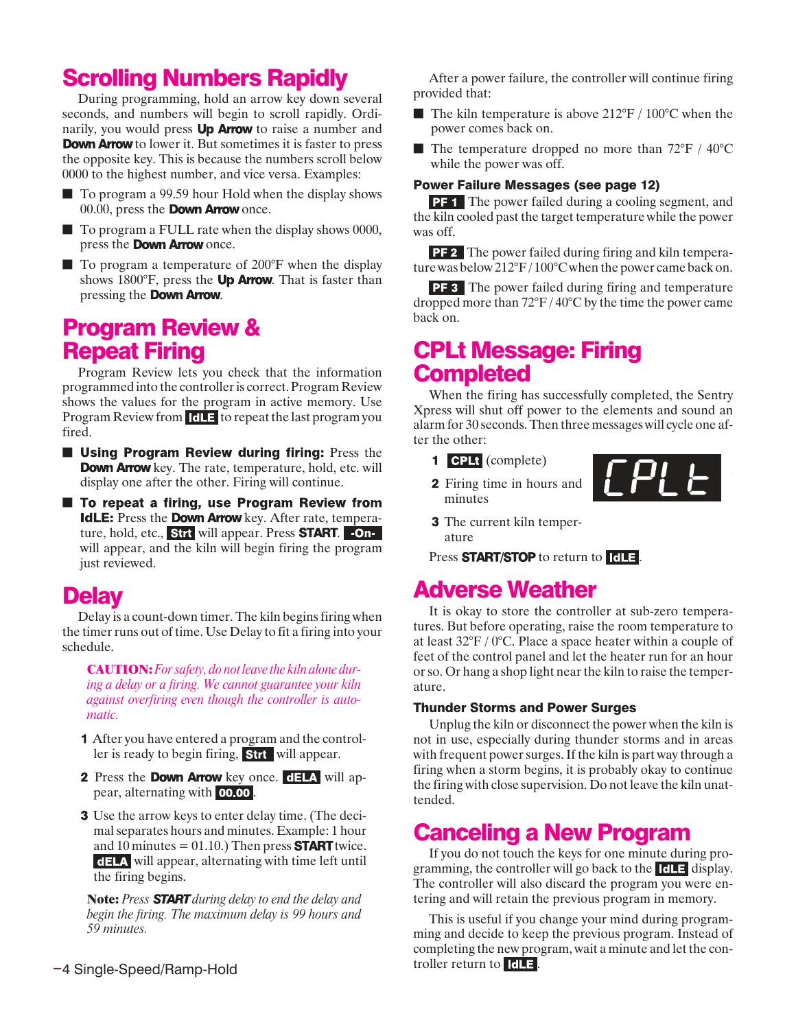## Scrolling Numbers Rapidly

During programming, hold an arrow key down several seconds, and numbers will begin to scroll rapidly. Ordinarily, you would press **Up Arrow** to raise a number and **Down Arrow** to lower it. But sometimes it is faster to press the opposite key. This is because the numbers scroll below 0000 to the highest number, and vice versa. Examples:

- To program a 99.59 hour Hold when the display shows 00.00, press the **Down Arrow** once.
- To program a FULL rate when the display shows 0000, press the **Down Arrow** once.
- To program a temperature of 200°F when the display shows 1800°F, press the **Up Arrow**. That is faster than pressing the **Down Arrow**.

## Program Review & Repeat Firing

Program Review lets you check that the information programmed into the controller is correct. Program Review shows the values for the program in active memory. Use Program Review from **IdLE** to repeat the last program you fired.

- **Using Program Review during firing:** Press the **Down Arrow** key. The rate, temperature, hold, etc. will display one after the other. Firing will continue.
- **To repeat a firing, use Program Review from IdLE:** Press the **Down Arrow** key. After rate, temperature, hold, etc., **Strt** will appear. Press **START**. **-On-** will appear, and the kiln will begin firing the program just reviewed.

## Delay

Delay is a count-down timer. The kiln begins firing when the timer runs out of time. Use Delay to fit a firing into your schedule.

> **CAUTION:** *For safety, do not leave the kiln alone during a delay or a firing. We cannot guarantee your kiln against overfiring even though the controller is automatic.*

1. After you have entered a program and the controller is ready to begin firing, **Strt** will appear.
2. Press the **Down Arrow** key once. **dELA** will appear, alternating with **00.00**.
3. Use the arrow keys to enter delay time. (The decimal separates hours and minutes. Example: 1 hour and 10 minutes = 01.10.) Then press **START** twice. **dELA** will appear, alternating with time left until the firing begins.

**Note:** *Press **START** during delay to end the delay and begin the firing. The maximum delay is 99 hours and 59 minutes.*

After a power failure, the controller will continue firing provided that:

- The kiln temperature is above 212°F / 100°C when the power comes back on.
- The temperature dropped no more than 72°F / 40°C while the power was off.

### Power Failure Messages (see page 12)

**PF 1** The power failed during a cooling segment, and the kiln cooled past the target temperature while the power was off.

**PF 2** The power failed during firing and kiln temperature was below 212°F / 100°C when the power came back on.

**PF 3** The power failed during firing and temperature dropped more than 72°F / 40°C by the time the power came back on.

## CPLt Message: Firing Completed

When the firing has successfully completed, the Sentry Xpress will shut off power to the elements and sound an alarm for 30 seconds. Then three messages will cycle one after the other:

1. **CPLt** (complete)
2. Firing time in hours and minutes
3. The current kiln temperature

CPLt

Press **START/STOP** to return to **IdLE**.

## Adverse Weather

It is okay to store the controller at sub-zero temperatures. But before operating, raise the room temperature to at least 32°F / 0°C. Place a space heater within a couple of feet of the control panel and let the heater run for an hour or so. Or hang a shop light near the kiln to raise the temperature.

### Thunder Storms and Power Surges

Unplug the kiln or disconnect the power when the kiln is not in use, especially during thunder storms and in areas with frequent power surges. If the kiln is part way through a firing when a storm begins, it is probably okay to continue the firing with close supervision. Do not leave the kiln unattended.

## Canceling a New Program

If you do not touch the keys for one minute during programming, the controller will go back to the **IdLE** display. The controller will also discard the program you were entering and will retain the previous program in memory.

This is useful if you change your mind during programming and decide to keep the previous program. Instead of completing the new program, wait a minute and let the controller return to **IdLE**.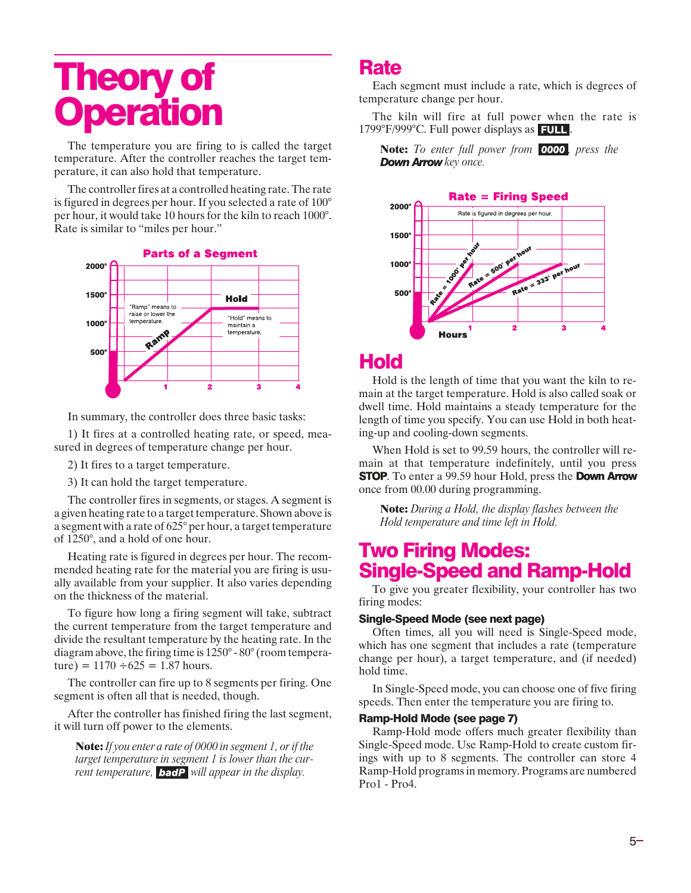# Theory of Operation

The temperature you are firing to is called the target temperature. After the controller reaches the target temperature, it can also hold that temperature.

The controller fires at a controlled heating rate. The rate is figured in degrees per hour. If you selected a rate of 100° per hour, it would take 10 hours for the kiln to reach 1000°. Rate is similar to "miles per hour."

**Parts of a Segment**

2000°
1500°
1000°
500°
1
2
3
4
"Ramp" means to raise or lower the temperature.
Ramp
Hold
"Hold" means to maintain a temperature.

In summary, the controller does three basic tasks:

1) It fires at a controlled heating rate, or speed, measured in degrees of temperature change per hour.

2) It fires to a target temperature.

3) It can hold the target temperature.

The controller fires in segments, or stages. A segment is a given heating rate to a target temperature. Shown above is a segment with a rate of 625° per hour, a target temperature of 1250°, and a hold of one hour.

Heating rate is figured in degrees per hour. The recommended heating rate for the material you are firing is usually available from your supplier. It also varies depending on the thickness of the material.

To figure how long a firing segment will take, subtract the current temperature from the target temperature and divide the resultant temperature by the heating rate. In the diagram above, the firing time is 1250° - 80° (room temperature) = 1170 ÷ 625 = 1.87 hours.

The controller can fire up to 8 segments per firing. One segment is often all that is needed, though.

After the controller has finished firing the last segment, it will turn off power to the elements.

> **Note:** *If you enter a rate of 0000 in segment 1, or if the target temperature in segment 1 is lower than the current temperature,* **badP** *will appear in the display.*

## Rate

Each segment must include a rate, which is degrees of temperature change per hour.

The kiln will fire at full power when the rate is 1799°F/999°C. Full power displays as **FULL**.

> **Note:** *To enter full power from* **0000***, press the* ***Down Arrow*** *key once.*

**Rate = Firing Speed**

Rate is figured in degrees per hour.

2000°
1500°
1000°
500°
Rate = 1000° per hour
Rate = 500° per hour
Rate = 333° per hour
Hours
1
2
3
4

## Hold

Hold is the length of time that you want the kiln to remain at the target temperature. Hold is also called soak or dwell time. Hold maintains a steady temperature for the length of time you specify. You can use Hold in both heating-up and cooling-down segments.

When Hold is set to 99.59 hours, the controller will remain at that temperature indefinitely, until you press **STOP**. To enter a 99.59 hour Hold, press the **Down Arrow** once from 00.00 during programming.

> **Note:** *During a Hold, the display flashes between the Hold temperature and time left in Hold.*

## Two Firing Modes: Single-Speed and Ramp-Hold

To give you greater flexibility, your controller has two firing modes:

### Single-Speed Mode (see next page)

Often times, all you will need is Single-Speed mode, which has one segment that includes a rate (temperature change per hour), a target temperature, and (if needed) hold time.

In Single-Speed mode, you can choose one of five firing speeds. Then enter the temperature you are firing to.

### Ramp-Hold Mode (see page 7)

Ramp-Hold mode offers much greater flexibility than Single-Speed mode. Use Ramp-Hold to create custom firings with up to 8 segments. The controller can store 4 Ramp-Hold programs in memory. Programs are numbered Pro1 - Pro4.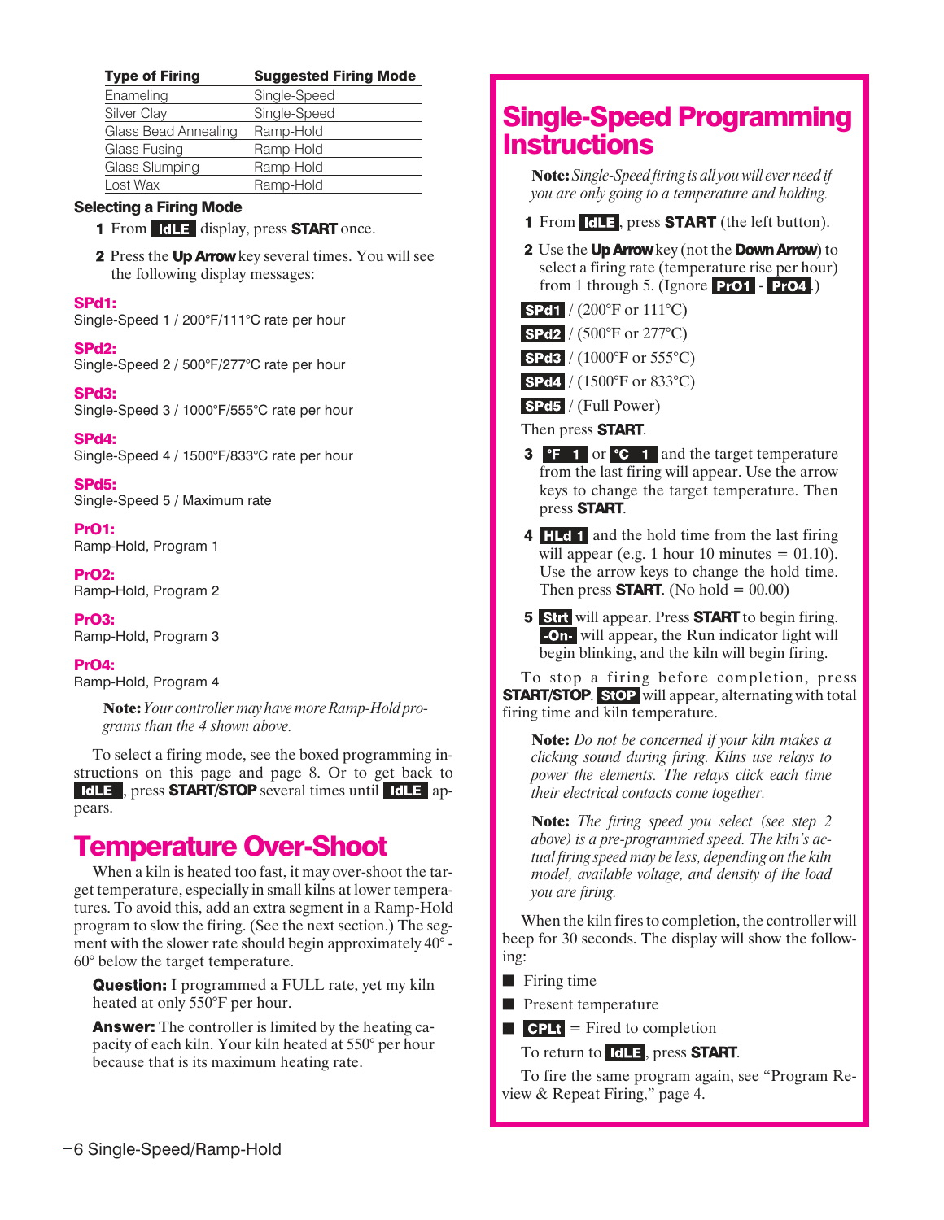| Type of Firing | Suggested Firing Mode |
|---|---|
| Enameling | Single-Speed |
| Silver Clay | Single-Speed |
| Glass Bead Annealing | Ramp-Hold |
| Glass Fusing | Ramp-Hold |
| Glass Slumping | Ramp-Hold |
| Lost Wax | Ramp-Hold |

### Selecting a Firing Mode

1. From **IdLE** display, press **START** once.
2. Press the **Up Arrow** key several times. You will see the following display messages:

**SPd1:**
Single-Speed 1 / 200°F/111°C rate per hour

**SPd2:**
Single-Speed 2 / 500°F/277°C rate per hour

**SPd3:**
Single-Speed 3 / 1000°F/555°C rate per hour

**SPd4:**
Single-Speed 4 / 1500°F/833°C rate per hour

**SPd5:**
Single-Speed 5 / Maximum rate

**PrO1:**
Ramp-Hold, Program 1

**PrO2:**
Ramp-Hold, Program 2

**PrO3:**
Ramp-Hold, Program 3

**PrO4:**
Ramp-Hold, Program 4

> **Note:** *Your controller may have more Ramp-Hold programs than the 4 shown above.*

To select a firing mode, see the boxed programming instructions on this page and page 8. Or to get back to **IdLE**, press **START/STOP** several times until **IdLE** appears.

## Temperature Over-Shoot

When a kiln is heated too fast, it may over-shoot the target temperature, especially in small kilns at lower temperatures. To avoid this, add an extra segment in a Ramp-Hold program to slow the firing. (See the next section.) The segment with the slower rate should begin approximately 40° - 60° below the target temperature.

**Question:** I programmed a FULL rate, yet my kiln heated at only 550°F per hour.

**Answer:** The controller is limited by the heating capacity of each kiln. Your kiln heated at 550° per hour because that is its maximum heating rate.

## Single-Speed Programming Instructions

> **Note:** *Single-Speed firing is all you will ever need if you are only going to a temperature and holding.*

1. From **IdLE**, press **START** (the left button).
2. Use the **Up Arrow** key (not the **Down Arrow**) to select a firing rate (temperature rise per hour) from 1 through 5. (Ignore **PrO1** - **PrO4**.)

**SPd1** / (200°F or 111°C)

**SPd2** / (500°F or 277°C)

**SPd3** / (1000°F or 555°C)

**SPd4** / (1500°F or 833°C)

**SPd5** / (Full Power)

Then press **START**.

3. **°F 1** or **°C 1** and the target temperature from the last firing will appear. Use the arrow keys to change the target temperature. Then press **START**.
4. **HLd 1** and the hold time from the last firing will appear (e.g. 1 hour 10 minutes = 01.10). Use the arrow keys to change the hold time. Then press **START**. (No hold = 00.00)
5. **Strt** will appear. Press **START** to begin firing. **-On-** will appear, the Run indicator light will begin blinking, and the kiln will begin firing.

To stop a firing before completion, press **START/STOP**. **StOP** will appear, alternating with total firing time and kiln temperature.

> **Note:** *Do not be concerned if your kiln makes a clicking sound during firing. Kilns use relays to power the elements. The relays click each time their electrical contacts come together.*

> **Note:** *The firing speed you select (see step 2 above) is a pre-programmed speed. The kiln's actual firing speed may be less, depending on the kiln model, available voltage, and density of the load you are firing.*

When the kiln fires to completion, the controller will beep for 30 seconds. The display will show the following:

- Firing time
- Present temperature
- **CPLt** = Fired to completion

To return to **IdLE**, press **START**.

To fire the same program again, see "Program Review & Repeat Firing," page 4.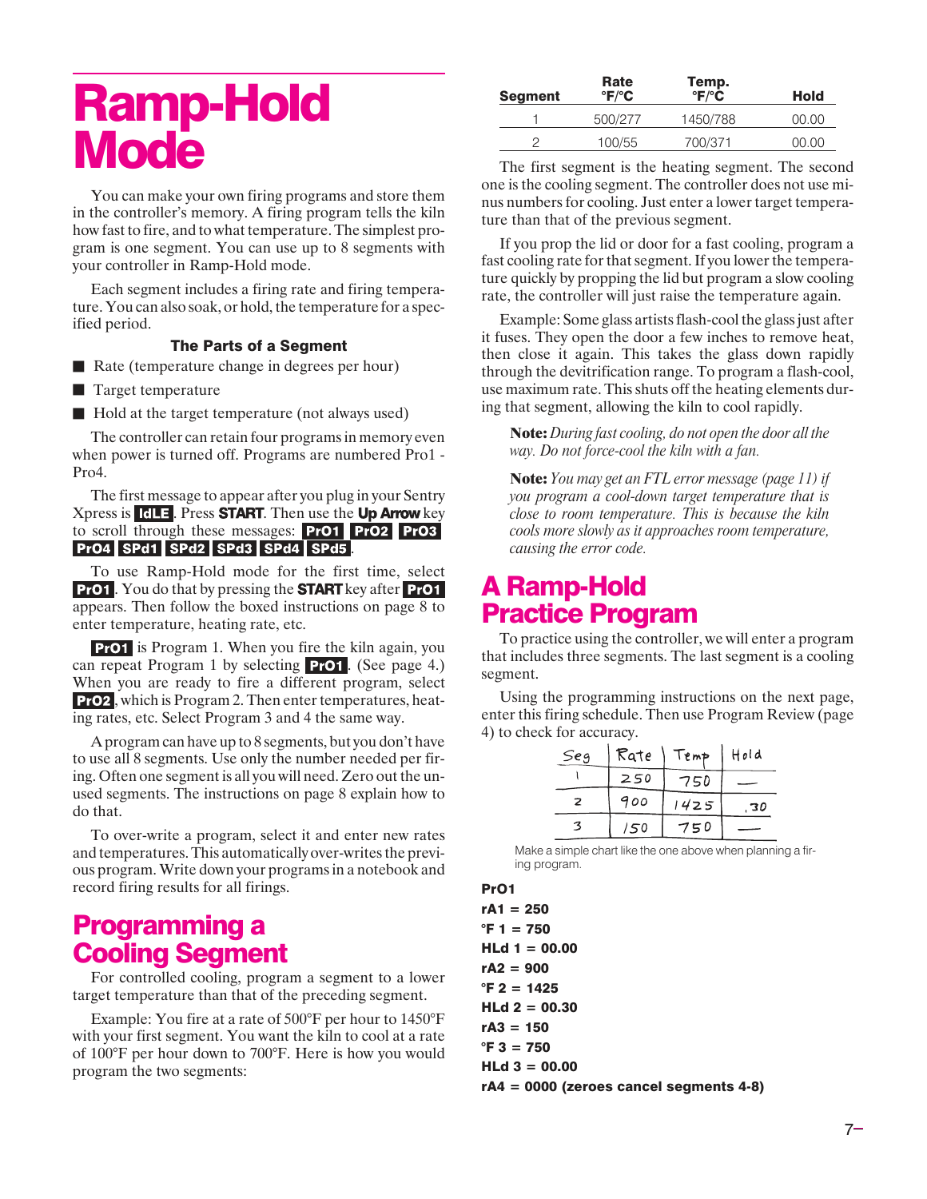# Ramp-Hold Mode

You can make your own firing programs and store them in the controller's memory. A firing program tells the kiln how fast to fire, and to what temperature. The simplest program is one segment. You can use up to 8 segments with your controller in Ramp-Hold mode.

Each segment includes a firing rate and firing temperature. You can also soak, or hold, the temperature for a specified period.

### The Parts of a Segment

- Rate (temperature change in degrees per hour)
- Target temperature
- Hold at the target temperature (not always used)

The controller can retain four programs in memory even when power is turned off. Programs are numbered Pro1 - Pro4.

The first message to appear after you plug in your Sentry Xpress is **IdLE**. Press **START**. Then use the **Up Arrow** key to scroll through these messages: **PrO1**, **PrO2**, **PrO3**, **PrO4**, **SPd1**, **SPd2**, **SPd3**, **SPd4**, **SPd5**.

To use Ramp-Hold mode for the first time, select **PrO1**. You do that by pressing the **START** key after **PrO1** appears. Then follow the boxed instructions on page 8 to enter temperature, heating rate, etc.

**PrO1** is Program 1. When you fire the kiln again, you can repeat Program 1 by selecting **PrO1**. (See page 4.) When you are ready to fire a different program, select **PrO2**, which is Program 2. Then enter temperatures, heating rates, etc. Select Program 3 and 4 the same way.

A program can have up to 8 segments, but you don't have to use all 8 segments. Use only the number needed per firing. Often one segment is all you will need. Zero out the unused segments. The instructions on page 8 explain how to do that.

To over-write a program, select it and enter new rates and temperatures. This automatically over-writes the previous program. Write down your programs in a notebook and record firing results for all firings.

## Programming a Cooling Segment

For controlled cooling, program a segment to a lower target temperature than that of the preceding segment.

Example: You fire at a rate of 500°F per hour to 1450°F with your first segment. You want the kiln to cool at a rate of 100°F per hour down to 700°F. Here is how you would program the two segments:

| Segment | Rate °F/°C | Temp. °F/°C | Hold |
|---|---|---|---|
| 1 | 500/277 | 1450/788 | 00.00 |
| 2 | 100/55 | 700/371 | 00.00 |

The first segment is the heating segment. The second one is the cooling segment. The controller does not use minus numbers for cooling. Just enter a lower target temperature than that of the previous segment.

If you prop the lid or door for a fast cooling, program a fast cooling rate for that segment. If you lower the temperature quickly by propping the lid but program a slow cooling rate, the controller will just raise the temperature again.

Example: Some glass artists flash-cool the glass just after it fuses. They open the door a few inches to remove heat, then close it again. This takes the glass down rapidly through the devitrification range. To program a flash-cool, use maximum rate. This shuts off the heating elements during that segment, allowing the kiln to cool rapidly.

> **Note:** *During fast cooling, do not open the door all the way. Do not force-cool the kiln with a fan.*

> **Note:** *You may get an FTL error message (page 11) if you program a cool-down target temperature that is close to room temperature. This is because the kiln cools more slowly as it approaches room temperature, causing the error code.*

## A Ramp-Hold Practice Program

To practice using the controller, we will enter a program that includes three segments. The last segment is a cooling segment.

Using the programming instructions on the next page, enter this firing schedule. Then use Program Review (page 4) to check for accuracy.

| Seg | Rate | Temp | Hold |
|---|---|---|---|
| 1 | 250 | 750 | — |
| 2 | 900 | 1425 | .30 |
| 3 | 150 | 750 | — |

Make a simple chart like the one above when planning a firing program.

**PrO1**
**rA1 = 250**
**°F 1 = 750**
**HLd 1 = 00.00**
**rA2 = 900**
**°F 2 = 1425**
**HLd 2 = 00.30**
**rA3 = 150**
**°F 3 = 750**
**HLd 3 = 00.00**
**rA4 = 0000 (zeroes cancel segments 4-8)**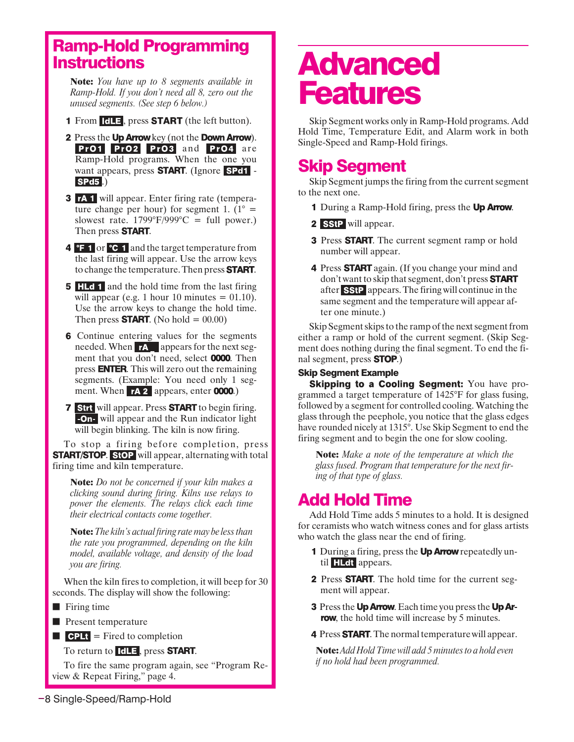## Ramp-Hold Programming Instructions

**Note:** *You have up to 8 segments available in Ramp-Hold. If you don't need all 8, zero out the unused segments. (See step 6 below.)*

1. From **IdLE**, press **START** (the left button).
2. Press the **Up Arrow** key (not the **Down Arrow**). **PrO1** **PrO2** **PrO3** and **PrO4** are Ramp-Hold programs. When the one you want appears, press **START**. (Ignore **SPd1** - **SPd5**.)
3. **rA 1** will appear. Enter firing rate (temperature change per hour) for segment 1. (1° = slowest rate. 1799°F/999°C = full power.) Then press **START**.
4. **°F 1** or **°C 1** and the target temperature from the last firing will appear. Use the arrow keys to change the temperature. Then press **START**.
5. **HLd 1** and the hold time from the last firing will appear (e.g. 1 hour 10 minutes = 01.10). Use the arrow keys to change the hold time. Then press **START**. (No hold = 00.00)
6. Continue entering values for the segments needed. When **rA _** appears for the next segment that you don't need, select **0000**. Then press **ENTER**. This will zero out the remaining segments. (Example: You need only 1 segment. When **rA 2** appears, enter **0000**.)
7. **Strt** will appear. Press **START** to begin firing. **-On-** will appear and the Run indicator light will begin blinking. The kiln is now firing.

To stop a firing before completion, press **START/STOP**. **StOP** will appear, alternating with total firing time and kiln temperature.

**Note:** *Do not be concerned if your kiln makes a clicking sound during firing. Kilns use relays to power the elements. The relays click each time their electrical contacts come together.*

**Note:** *The kiln's actual firing rate may be less than the rate you programmed, depending on the kiln model, available voltage, and density of the load you are firing.*

When the kiln fires to completion, it will beep for 30 seconds. The display will show the following:

- Firing time
- Present temperature
- **CPLt** = Fired to completion

To return to **IdLE**, press **START**.

To fire the same program again, see "Program Review & Repeat Firing," page 4.

# Advanced Features

Skip Segment works only in Ramp-Hold programs. Add Hold Time, Temperature Edit, and Alarm work in both Single-Speed and Ramp-Hold firings.

## Skip Segment

Skip Segment jumps the firing from the current segment to the next one.

1. During a Ramp-Hold firing, press the **Up Arrow**.
2. **SStP** will appear.
3. Press **START**. The current segment ramp or hold number will appear.
4. Press **START** again. (If you change your mind and don't want to skip that segment, don't press **START** after **SStP** appears. The firing will continue in the same segment and the temperature will appear after one minute.)

Skip Segment skips to the ramp of the next segment from either a ramp or hold of the current segment. (Skip Segment does nothing during the final segment. To end the final segment, press **STOP**.)

### Skip Segment Example

**Skipping to a Cooling Segment:** You have programmed a target temperature of 1425°F for glass fusing, followed by a segment for controlled cooling. Watching the glass through the peephole, you notice that the glass edges have rounded nicely at 1315°. Use Skip Segment to end the firing segment and to begin the one for slow cooling.

**Note:** *Make a note of the temperature at which the glass fused. Program that temperature for the next firing of that type of glass.*

## Add Hold Time

Add Hold Time adds 5 minutes to a hold. It is designed for ceramists who watch witness cones and for glass artists who watch the glass near the end of firing.

1. During a firing, press the **Up Arrow** repeatedly until **HLdt** appears.
2. Press **START**. The hold time for the current segment will appear.
3. Press the **Up Arrow**. Each time you press the **Up Arrow**, the hold time will increase by 5 minutes.
4. Press **START**. The normal temperature will appear.

**Note:** *Add Hold Time will add 5 minutes to a hold even if no hold had been programmed.*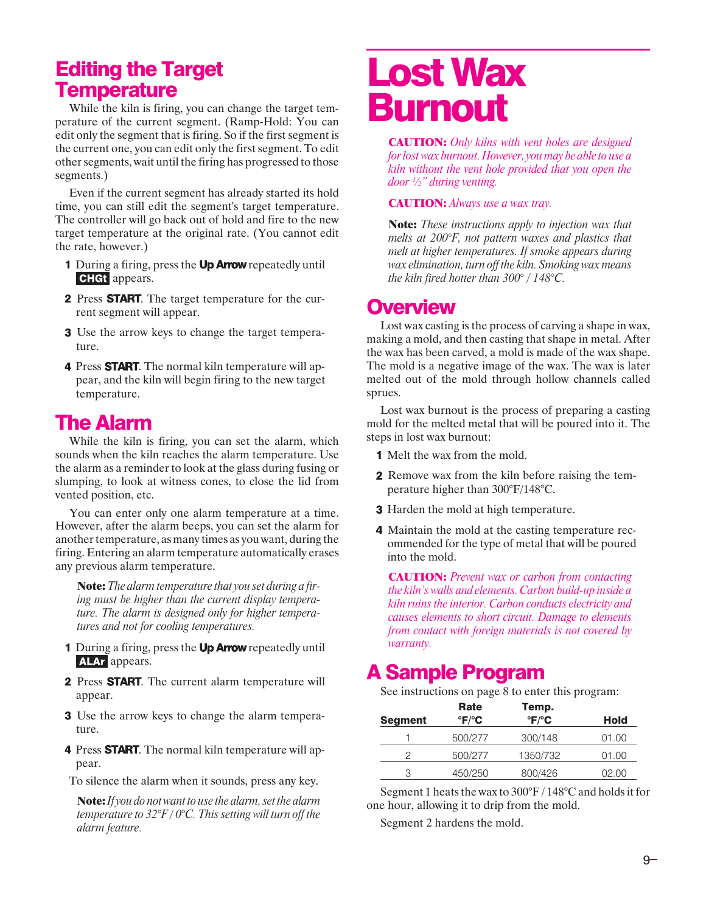## Editing the Target Temperature

While the kiln is firing, you can change the target temperature of the current segment. (Ramp-Hold: You can edit only the segment that is firing. So if the first segment is the current one, you can edit only the first segment. To edit other segments, wait until the firing has progressed to those segments.)

Even if the current segment has already started its hold time, you can still edit the segment's target temperature. The controller will go back out of hold and fire to the new target temperature at the original rate. (You cannot edit the rate, however.)

1. During a firing, press the **Up Arrow** repeatedly until **CHGt** appears.
2. Press **START**. The target temperature for the current segment will appear.
3. Use the arrow keys to change the target temperature.
4. Press **START**. The normal kiln temperature will appear, and the kiln will begin firing to the new target temperature.

## The Alarm

While the kiln is firing, you can set the alarm, which sounds when the kiln reaches the alarm temperature. Use the alarm as a reminder to look at the glass during fusing or slumping, to look at witness cones, to close the lid from vented position, etc.

You can enter only one alarm temperature at a time. However, after the alarm beeps, you can set the alarm for another temperature, as many times as you want, during the firing. Entering an alarm temperature automatically erases any previous alarm temperature.

> **Note:** *The alarm temperature that you set during a firing must be higher than the current display temperature. The alarm is designed only for higher temperatures and not for cooling temperatures.*

1. During a firing, press the **Up Arrow** repeatedly until **ALAr** appears.
2. Press **START**. The current alarm temperature will appear.
3. Use the arrow keys to change the alarm temperature.
4. Press **START**. The normal kiln temperature will appear.

To silence the alarm when it sounds, press any key.

> **Note:** *If you do not want to use the alarm, set the alarm temperature to 32°F / 0°C. This setting will turn off the alarm feature.*

# Lost Wax Burnout

> **CAUTION:** *Only kilns with vent holes are designed for lost wax burnout. However, you may be able to use a kiln without the vent hole provided that you open the door ½" during venting.*

> **CAUTION:** *Always use a wax tray.*

> **Note:** *These instructions apply to injection wax that melts at 200°F, not pattern waxes and plastics that melt at higher temperatures. If smoke appears during wax elimination, turn off the kiln. Smoking wax means the kiln fired hotter than 300° / 148°C.*

## Overview

Lost wax casting is the process of carving a shape in wax, making a mold, and then casting that shape in metal. After the wax has been carved, a mold is made of the wax shape. The mold is a negative image of the wax. The wax is later melted out of the mold through hollow channels called sprues.

Lost wax burnout is the process of preparing a casting mold for the melted metal that will be poured into it. The steps in lost wax burnout:

1. Melt the wax from the mold.
2. Remove wax from the kiln before raising the temperature higher than 300°F/148°C.
3. Harden the mold at high temperature.
4. Maintain the mold at the casting temperature recommended for the type of metal that will be poured into the mold.

> **CAUTION:** *Prevent wax or carbon from contacting the kiln's walls and elements. Carbon build-up inside a kiln ruins the interior. Carbon conducts electricity and causes elements to short circuit. Damage to elements from contact with foreign materials is not covered by warranty.*

## A Sample Program

See instructions on page 8 to enter this program:

| Segment | Rate °F/°C | Temp. °F/°C | Hold |
|---|---|---|---|
| 1 | 500/277 | 300/148 | 01.00 |
| 2 | 500/277 | 1350/732 | 01.00 |
| 3 | 450/250 | 800/426 | 02.00 |

Segment 1 heats the wax to 300°F / 148°C and holds it for one hour, allowing it to drip from the mold.

Segment 2 hardens the mold.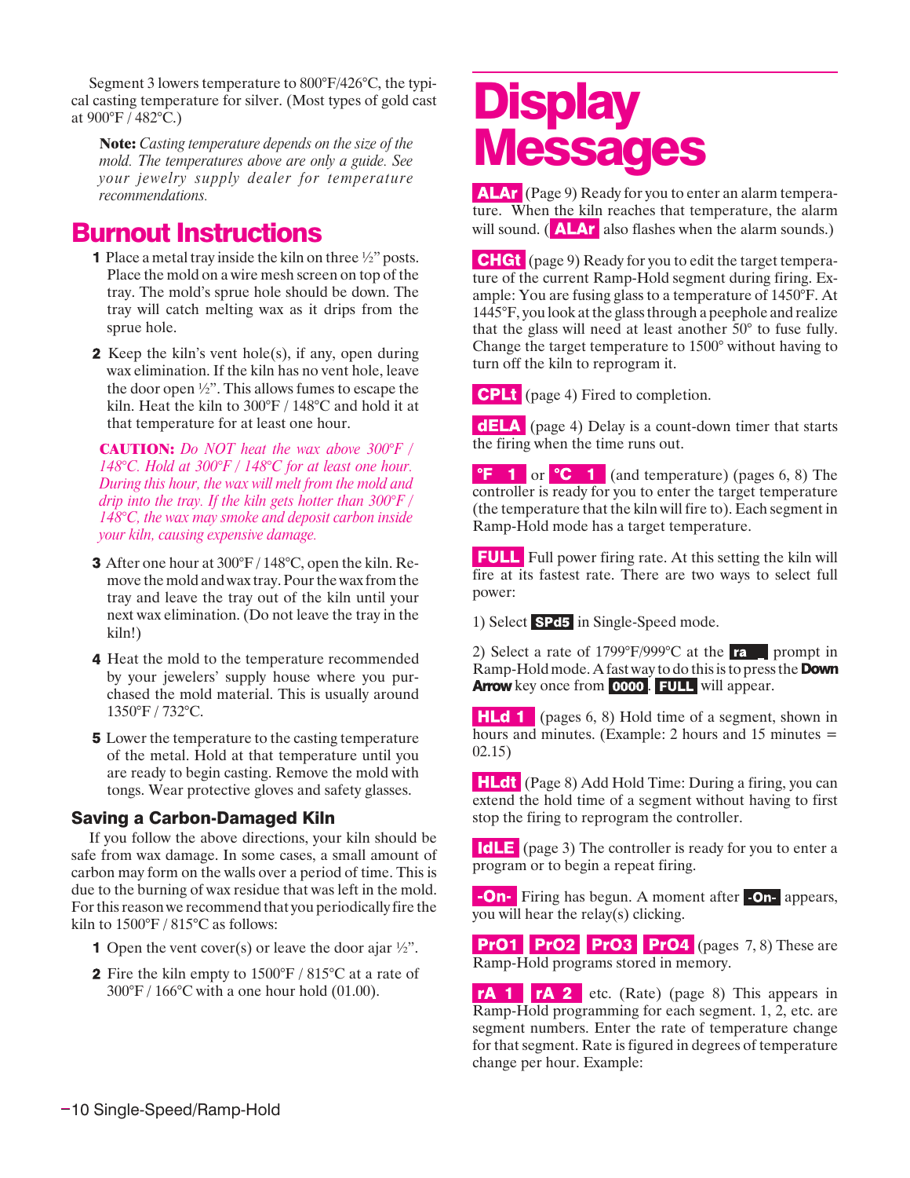Segment 3 lowers temperature to 800°F/426°C, the typical casting temperature for silver. (Most types of gold cast at 900°F / 482°C.)

> **Note:** *Casting temperature depends on the size of the mold. The temperatures above are only a guide. See your jewelry supply dealer for temperature recommendations.*

## Burnout Instructions

1. Place a metal tray inside the kiln on three ½" posts. Place the mold on a wire mesh screen on top of the tray. The mold's sprue hole should be down. The tray will catch melting wax as it drips from the sprue hole.
2. Keep the kiln's vent hole(s), if any, open during wax elimination. If the kiln has no vent hole, leave the door open ½". This allows fumes to escape the kiln. Heat the kiln to 300°F / 148°C and hold it at that temperature for at least one hour.

   **CAUTION:** *Do NOT heat the wax above 300°F / 148°C. Hold at 300°F / 148°C for at least one hour. During this hour, the wax will melt from the mold and drip into the tray. If the kiln gets hotter than 300°F / 148°C, the wax may smoke and deposit carbon inside your kiln, causing expensive damage.*

3. After one hour at 300°F / 148°C, open the kiln. Remove the mold and wax tray. Pour the wax from the tray and leave the tray out of the kiln until your next wax elimination. (Do not leave the tray in the kiln!)
4. Heat the mold to the temperature recommended by your jewelers' supply house where you purchased the mold material. This is usually around 1350°F / 732°C.
5. Lower the temperature to the casting temperature of the metal. Hold at that temperature until you are ready to begin casting. Remove the mold with tongs. Wear protective gloves and safety glasses.

### Saving a Carbon-Damaged Kiln

If you follow the above directions, your kiln should be safe from wax damage. In some cases, a small amount of carbon may form on the walls over a period of time. This is due to the burning of wax residue that was left in the mold. For this reason we recommend that you periodically fire the kiln to 1500°F / 815°C as follows:

1. Open the vent cover(s) or leave the door ajar ½".
2. Fire the kiln empty to 1500°F / 815°C at a rate of 300°F / 166°C with a one hour hold (01.00).

# Display Messages

**ALAr** (Page 9) Ready for you to enter an alarm temperature. When the kiln reaches that temperature, the alarm will sound. (**ALAr** also flashes when the alarm sounds.)

**CHGt** (page 9) Ready for you to edit the target temperature of the current Ramp-Hold segment during firing. Example: You are fusing glass to a temperature of 1450°F. At 1445°F, you look at the glass through a peephole and realize that the glass will need at least another 50° to fuse fully. Change the target temperature to 1500° without having to turn off the kiln to reprogram it.

**CPLt** (page 4) Fired to completion.

**dELA** (page 4) Delay is a count-down timer that starts the firing when the time runs out.

**°F 1** or **°C 1** (and temperature) (pages 6, 8) The controller is ready for you to enter the target temperature (the temperature that the kiln will fire to). Each segment in Ramp-Hold mode has a target temperature.

**FULL** Full power firing rate. At this setting the kiln will fire at its fastest rate. There are two ways to select full power:

1) Select **SPd5** in Single-Speed mode.

2) Select a rate of 1799°F/999°C at the **ra** prompt in Ramp-Hold mode. A fast way to do this is to press the **Down Arrow** key once from **0000**. **FULL** will appear.

**HLd 1** (pages 6, 8) Hold time of a segment, shown in hours and minutes. (Example: 2 hours and 15 minutes = 02.15)

**HLdt** (Page 8) Add Hold Time: During a firing, you can extend the hold time of a segment without having to first stop the firing to reprogram the controller.

**IdLE** (page 3) The controller is ready for you to enter a program or to begin a repeat firing.

**-On-** Firing has begun. A moment after **-On-** appears, you will hear the relay(s) clicking.

**PrO1** **PrO2** **PrO3** **PrO4** (pages 7, 8) These are Ramp-Hold programs stored in memory.

**rA 1** **rA 2** etc. (Rate) (page 8) This appears in Ramp-Hold programming for each segment. 1, 2, etc. are segment numbers. Enter the rate of temperature change for that segment. Rate is figured in degrees of temperature change per hour. Example: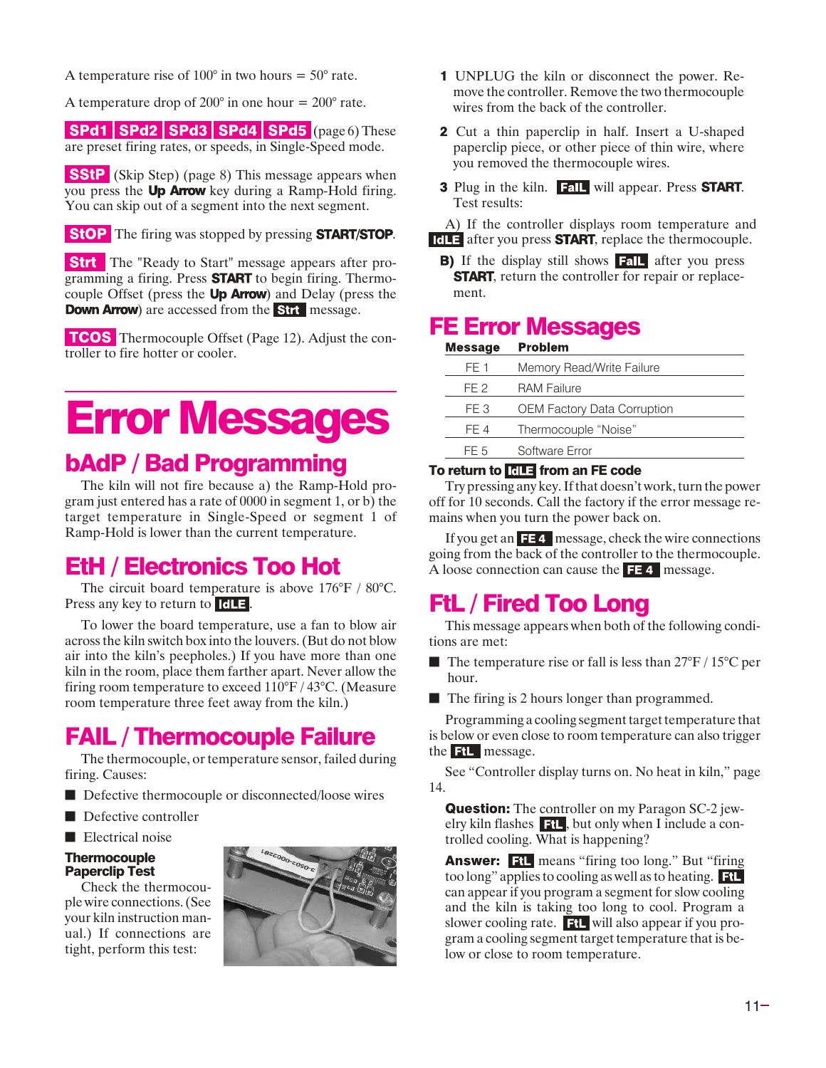A temperature rise of 100° in two hours = 50° rate.

A temperature drop of 200° in one hour = 200° rate.

**SPd1 SPd2 SPd3 SPd4 SPd5** (page 6) These are preset firing rates, or speeds, in Single-Speed mode.

**SStP** (Skip Step) (page 8) This message appears when you press the **Up Arrow** key during a Ramp-Hold firing. You can skip out of a segment into the next segment.

**StOP** The firing was stopped by pressing **START/STOP**.

**Strt** The "Ready to Start" message appears after programming a firing. Press **START** to begin firing. Thermocouple Offset (press the **Up Arrow**) and Delay (press the **Down Arrow**) are accessed from the **Strt** message.

**TCOS** Thermocouple Offset (Page 12). Adjust the controller to fire hotter or cooler.

# Error Messages

## bAdP / Bad Programming

The kiln will not fire because a) the Ramp-Hold program just entered has a rate of 0000 in segment 1, or b) the target temperature in Single-Speed or segment 1 of Ramp-Hold is lower than the current temperature.

## EtH / Electronics Too Hot

The circuit board temperature is above 176°F / 80°C. Press any key to return to **IdLE**.

To lower the board temperature, use a fan to blow air across the kiln switch box into the louvers. (But do not blow air into the kiln's peepholes.) If you have more than one kiln in the room, place them farther apart. Never allow the firing room temperature to exceed 110°F / 43°C. (Measure room temperature three feet away from the kiln.)

## FAIL / Thermocouple Failure

The thermocouple, or temperature sensor, failed during firing. Causes:

- Defective thermocouple or disconnected/loose wires
- Defective controller
- Electrical noise

### Thermocouple Paperclip Test

Check the thermocouple wire connections. (See your kiln instruction manual.) If connections are tight, perform this test:

1. UNPLUG the kiln or disconnect the power. Remove the controller. Remove the two thermocouple wires from the back of the controller.
2. Cut a thin paperclip in half. Insert a U-shaped paperclip piece, or other piece of thin wire, where you removed the thermocouple wires.
3. Plug in the kiln. **FaIL** will appear. Press **START**. Test results:

A) If the controller displays room temperature and **IdLE** after you press **START**, replace the thermocouple.

**B)** If the display still shows **FaIL** after you press **START**, return the controller for repair or replacement.

## FE Error Messages

| Message | Problem |
| --- | --- |
| FE 1 | Memory Read/Write Failure |
| FE 2 | RAM Failure |
| FE 3 | OEM Factory Data Corruption |
| FE 4 | Thermocouple "Noise" |
| FE 5 | Software Error |

**To return to IdLE from an FE code**

Try pressing any key. If that doesn't work, turn the power off for 10 seconds. Call the factory if the error message remains when you turn the power back on.

If you get an **FE 4** message, check the wire connections going from the back of the controller to the thermocouple. A loose connection can cause the **FE 4** message.

## FtL / Fired Too Long

This message appears when both of the following conditions are met:

- The temperature rise or fall is less than 27°F / 15°C per hour.
- The firing is 2 hours longer than programmed.

Programming a cooling segment target temperature that is below or even close to room temperature can also trigger the **FtL** message.

See "Controller display turns on. No heat in kiln," page 14.

**Question:** The controller on my Paragon SC-2 jewelry kiln flashes **FtL**, but only when I include a controlled cooling. What is happening?

**Answer:** **FtL** means "firing too long." But "firing too long" applies to cooling as well as to heating. **FtL** can appear if you program a segment for slow cooling and the kiln is taking too long to cool. Program a slower cooling rate. **FtL** will also appear if you program a cooling segment target temperature that is below or close to room temperature.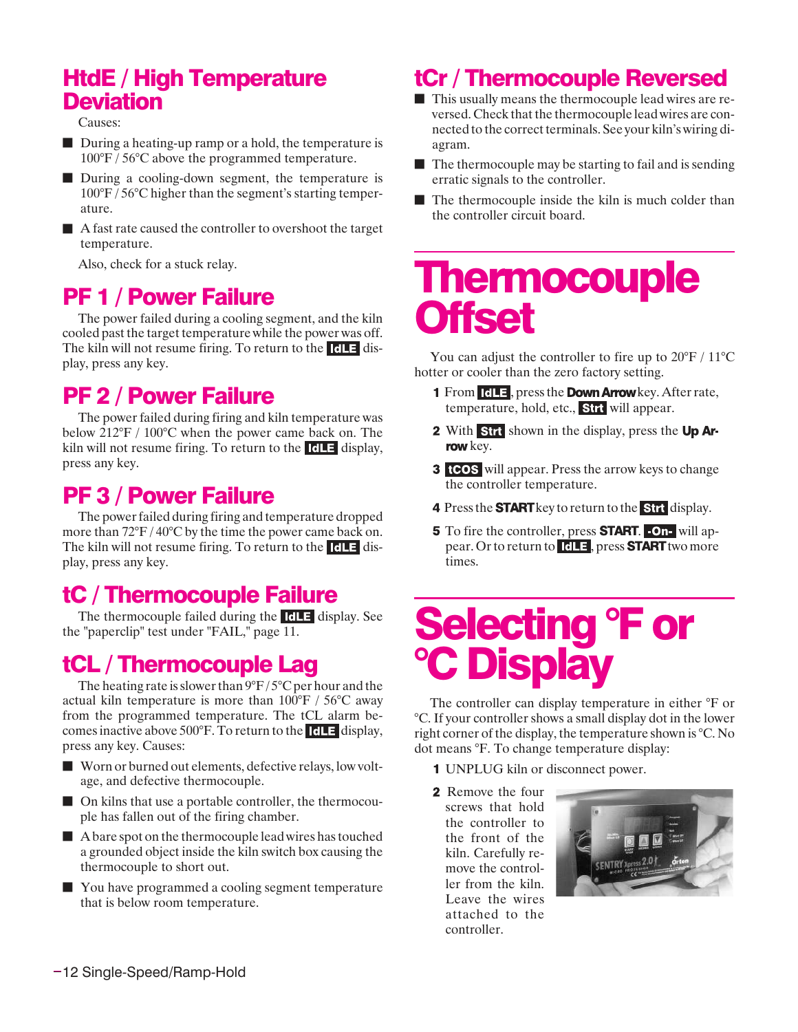## HtdE / High Temperature Deviation

Causes:

- During a heating-up ramp or a hold, the temperature is 100°F / 56°C above the programmed temperature.
- During a cooling-down segment, the temperature is 100°F / 56°C higher than the segment's starting temperature.
- A fast rate caused the controller to overshoot the target temperature.

Also, check for a stuck relay.

## PF 1 / Power Failure

The power failed during a cooling segment, and the kiln cooled past the target temperature while the power was off. The kiln will not resume firing. To return to the **IdLE** display, press any key.

## PF 2 / Power Failure

The power failed during firing and kiln temperature was below 212°F / 100°C when the power came back on. The kiln will not resume firing. To return to the **IdLE** display, press any key.

## PF 3 / Power Failure

The power failed during firing and temperature dropped more than 72°F / 40°C by the time the power came back on. The kiln will not resume firing. To return to the **IdLE** display, press any key.

## tC / Thermocouple Failure

The thermocouple failed during the **IdLE** display. See the "paperclip" test under "FAIL," page 11.

## tCL / Thermocouple Lag

The heating rate is slower than 9°F / 5°C per hour and the actual kiln temperature is more than 100°F / 56°C away from the programmed temperature. The tCL alarm becomes inactive above 500°F. To return to the **IdLE** display, press any key. Causes:

- Worn or burned out elements, defective relays, low voltage, and defective thermocouple.
- On kilns that use a portable controller, the thermocouple has fallen out of the firing chamber.
- A bare spot on the thermocouple lead wires has touched a grounded object inside the kiln switch box causing the thermocouple to short out.
- You have programmed a cooling segment temperature that is below room temperature.

## tCr / Thermocouple Reversed

- This usually means the thermocouple lead wires are reversed. Check that the thermocouple lead wires are connected to the correct terminals. See your kiln's wiring diagram.
- The thermocouple may be starting to fail and is sending erratic signals to the controller.
- The thermocouple inside the kiln is much colder than the controller circuit board.

# Thermocouple Offset

You can adjust the controller to fire up to 20°F / 11°C hotter or cooler than the zero factory setting.

1. From **IdLE**, press the **Down Arrow** key. After rate, temperature, hold, etc., **Strt** will appear.
2. With **Strt** shown in the display, press the **Up Arrow** key.
3. **tCOS** will appear. Press the arrow keys to change the controller temperature.
4. Press the **START** key to return to the **Strt** display.
5. To fire the controller, press **START**. **-On-** will appear. Or to return to **IdLE**, press **START** two more times.

# Selecting °F or °C Display

The controller can display temperature in either °F or °C. If your controller shows a small display dot in the lower right corner of the display, the temperature shown is °C. No dot means °F. To change temperature display:

1. UNPLUG kiln or disconnect power.
2. Remove the four screws that hold the controller to the front of the kiln. Carefully remove the controller from the kiln. Leave the wires attached to the controller.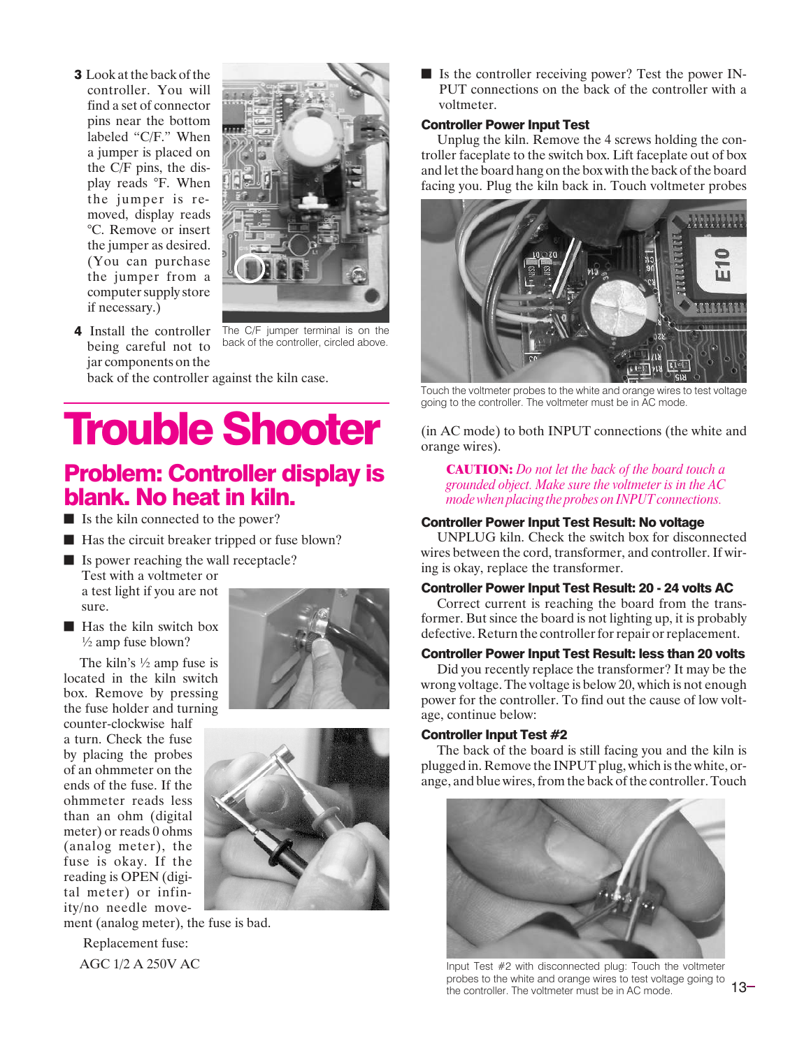**3** Look at the back of the controller. You will find a set of connector pins near the bottom labeled "C/F." When a jumper is placed on the C/F pins, the display reads °F. When the jumper is removed, display reads °C. Remove or insert the jumper as desired. (You can purchase the jumper from a computer supply store if necessary.)

The C/F jumper terminal is on the back of the controller, circled above.

**4** Install the controller being careful not to jar components on the back of the controller against the kiln case.

# Trouble Shooter

## Problem: Controller display is blank. No heat in kiln.

- Is the kiln connected to the power?
- Has the circuit breaker tripped or fuse blown?
- Is power reaching the wall receptacle? Test with a voltmeter or a test light if you are not sure.
- Has the kiln switch box ½ amp fuse blown?

The kiln's ½ amp fuse is located in the kiln switch box. Remove by pressing the fuse holder and turning counter-clockwise half a turn. Check the fuse by placing the probes of an ohmmeter on the ends of the fuse. If the ohmmeter reads less than an ohm (digital meter) or reads 0 ohms (analog meter), the fuse is okay. If the reading is OPEN (digital meter) or infinity/no needle movement (analog meter), the fuse is bad.

Replacement fuse:

AGC 1/2 A 250V AC

- Is the controller receiving power? Test the power INPUT connections on the back of the controller with a voltmeter.

### Controller Power Input Test

Unplug the kiln. Remove the 4 screws holding the controller faceplate to the switch box. Lift faceplate out of box and let the board hang on the box with the back of the board facing you. Plug the kiln back in. Touch voltmeter probes (in AC mode) to both INPUT connections (the white and orange wires).

Touch the voltmeter probes to the white and orange wires to test voltage going to the controller. The voltmeter must be in AC mode.

**CAUTION:** *Do not let the back of the board touch a grounded object. Make sure the voltmeter is in the AC mode when placing the probes on INPUT connections.*

### Controller Power Input Test Result: No voltage

UNPLUG kiln. Check the switch box for disconnected wires between the cord, transformer, and controller. If wiring is okay, replace the transformer.

### Controller Power Input Test Result: 20 - 24 volts AC

Correct current is reaching the board from the transformer. But since the board is not lighting up, it is probably defective. Return the controller for repair or replacement.

### Controller Power Input Test Result: less than 20 volts

Did you recently replace the transformer? It may be the wrong voltage. The voltage is below 20, which is not enough power for the controller. To find out the cause of low voltage, continue below:

### Controller Input Test #2

The back of the board is still facing you and the kiln is plugged in. Remove the INPUT plug, which is the white, orange, and blue wires, from the back of the controller. Touch

Input Test #2 with disconnected plug: Touch the voltmeter probes to the white and orange wires to test voltage going to the controller. The voltmeter must be in AC mode.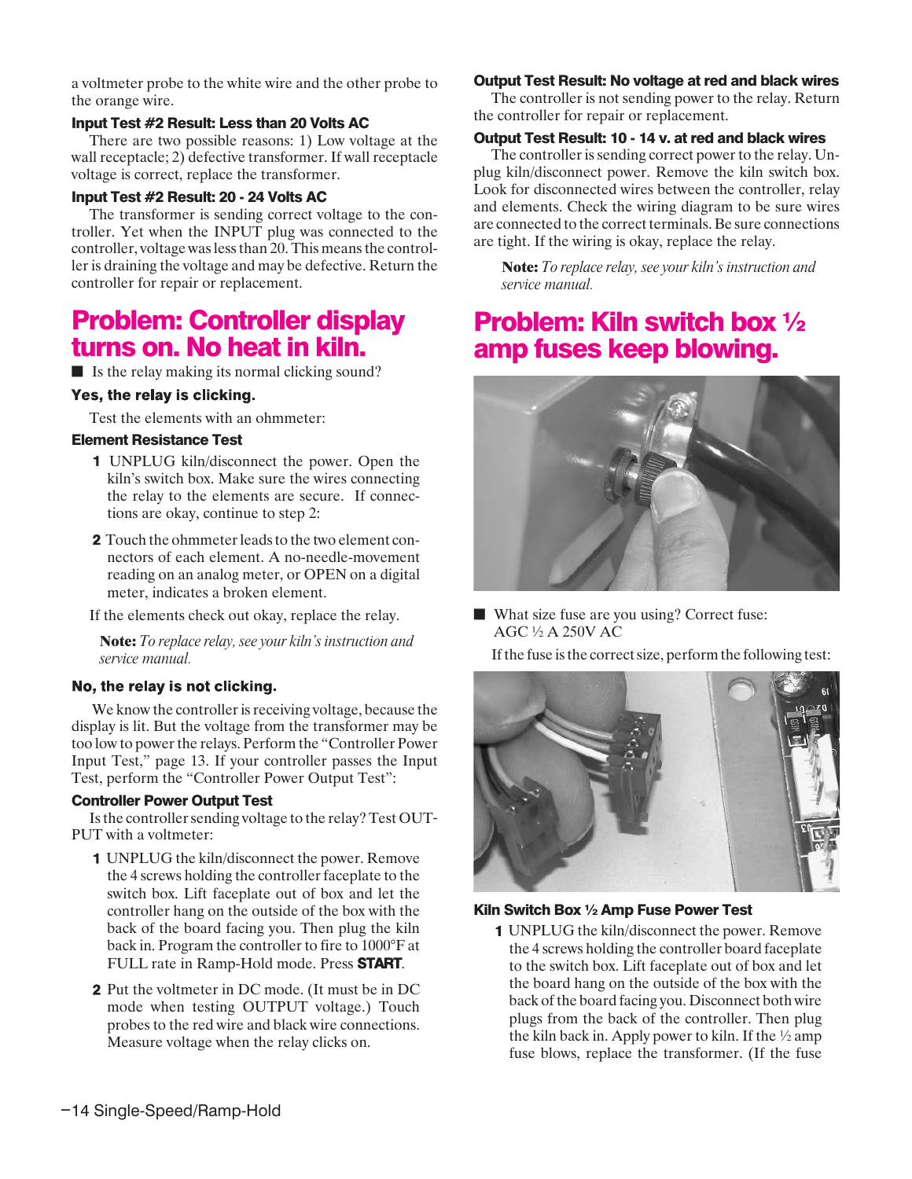a voltmeter probe to the white wire and the other probe to the orange wire.

**Input Test #2 Result: Less than 20 Volts AC**

There are two possible reasons: 1) Low voltage at the wall receptacle; 2) defective transformer. If wall receptacle voltage is correct, replace the transformer.

**Input Test #2 Result: 20 - 24 Volts AC**

The transformer is sending correct voltage to the controller. Yet when the INPUT plug was connected to the controller, voltage was less than 20. This means the controller is draining the voltage and may be defective. Return the controller for repair or replacement.

## Problem: Controller display turns on. No heat in kiln.

■ Is the relay making its normal clicking sound?

**Yes, the relay is clicking.**

Test the elements with an ohmmeter:

**Element Resistance Test**

1. UNPLUG kiln/disconnect the power. Open the kiln's switch box. Make sure the wires connecting the relay to the elements are secure. If connections are okay, continue to step 2:
2. Touch the ohmmeter leads to the two element connectors of each element. A no-needle-movement reading on an analog meter, or OPEN on a digital meter, indicates a broken element.

If the elements check out okay, replace the relay.

**Note:** *To replace relay, see your kiln's instruction and service manual.*

**No, the relay is not clicking.**

We know the controller is receiving voltage, because the display is lit. But the voltage from the transformer may be too low to power the relays. Perform the "Controller Power Input Test," page 13. If your controller passes the Input Test, perform the "Controller Power Output Test":

**Controller Power Output Test**

Is the controller sending voltage to the relay? Test OUTPUT with a voltmeter:

1. UNPLUG the kiln/disconnect the power. Remove the 4 screws holding the controller faceplate to the switch box. Lift faceplate out of box and let the controller hang on the outside of the box with the back of the board facing you. Then plug the kiln back in. Program the controller to fire to 1000°F at FULL rate in Ramp-Hold mode. Press **START**.
2. Put the voltmeter in DC mode. (It must be in DC mode when testing OUTPUT voltage.) Touch probes to the red wire and black wire connections. Measure voltage when the relay clicks on.

**Output Test Result: No voltage at red and black wires**

The controller is not sending power to the relay. Return the controller for repair or replacement.

**Output Test Result: 10 - 14 v. at red and black wires**

The controller is sending correct power to the relay. Unplug kiln/disconnect power. Remove the kiln switch box. Look for disconnected wires between the controller, relay and elements. Check the wiring diagram to be sure wires are connected to the correct terminals. Be sure connections are tight. If the wiring is okay, replace the relay.

**Note:** *To replace relay, see your kiln's instruction and service manual.*

## Problem: Kiln switch box ½ amp fuses keep blowing.

■ What size fuse are you using? Correct fuse: AGC ½ A 250V AC

If the fuse is the correct size, perform the following test:

**Kiln Switch Box ½ Amp Fuse Power Test**

1. UNPLUG the kiln/disconnect the power. Remove the 4 screws holding the controller board faceplate to the switch box. Lift faceplate out of box and let the board hang on the outside of the box with the back of the board facing you. Disconnect both wire plugs from the back of the controller. Then plug the kiln back in. Apply power to kiln. If the ½ amp fuse blows, replace the transformer. (If the fuse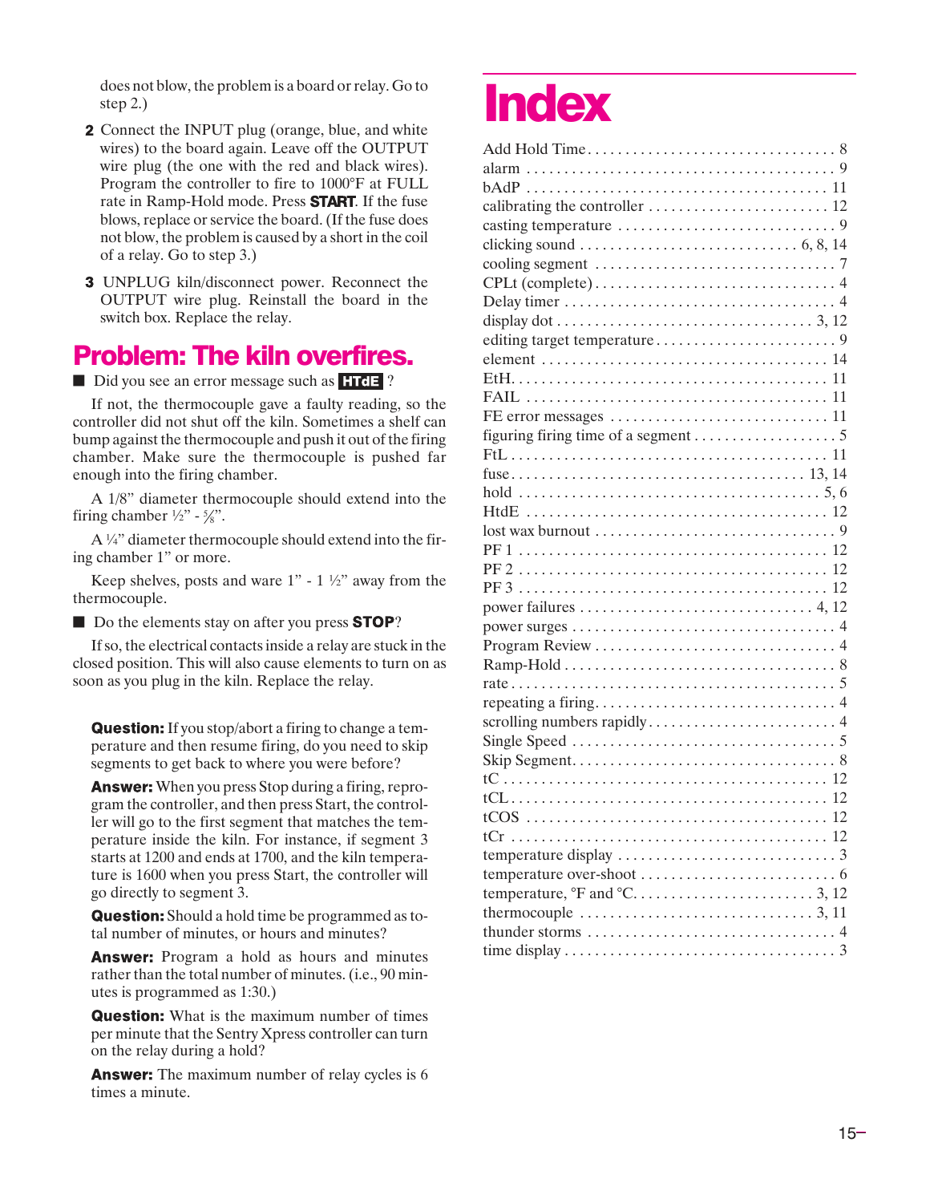does not blow, the problem is a board or relay. Go to step 2.)

2. Connect the INPUT plug (orange, blue, and white wires) to the board again. Leave off the OUTPUT wire plug (the one with the red and black wires). Program the controller to fire to 1000°F at FULL rate in Ramp-Hold mode. Press **START**. If the fuse blows, replace or service the board. (If the fuse does not blow, the problem is caused by a short in the coil of a relay. Go to step 3.)

3. UNPLUG kiln/disconnect power. Reconnect the OUTPUT wire plug. Reinstall the board in the switch box. Replace the relay.

## Problem: The kiln overfires.

■ Did you see an error message such as **HTdE** ?

If not, the thermocouple gave a faulty reading, so the controller did not shut off the kiln. Sometimes a shelf can bump against the thermocouple and push it out of the firing chamber. Make sure the thermocouple is pushed far enough into the firing chamber.

A 1/8" diameter thermocouple should extend into the firing chamber ½" - ⅝".

A ¼" diameter thermocouple should extend into the firing chamber 1" or more.

Keep shelves, posts and ware 1" - 1 ½" away from the thermocouple.

■ Do the elements stay on after you press **STOP**?

If so, the electrical contacts inside a relay are stuck in the closed position. This will also cause elements to turn on as soon as you plug in the kiln. Replace the relay.

**Question:** If you stop/abort a firing to change a temperature and then resume firing, do you need to skip segments to get back to where you were before?

**Answer:** When you press Stop during a firing, reprogram the controller, and then press Start, the controller will go to the first segment that matches the temperature inside the kiln. For instance, if segment 3 starts at 1200 and ends at 1700, and the kiln temperature is 1600 when you press Start, the controller will go directly to segment 3.

**Question:** Should a hold time be programmed as total number of minutes, or hours and minutes?

**Answer:** Program a hold as hours and minutes rather than the total number of minutes. (i.e., 90 minutes is programmed as 1:30.)

**Question:** What is the maximum number of times per minute that the Sentry Xpress controller can turn on the relay during a hold?

**Answer:** The maximum number of relay cycles is 6 times a minute.

# Index

Add Hold Time . . . . . . . . . . 8
alarm . . . . . . . . . . 9
bAdP . . . . . . . . . . 11
calibrating the controller . . . . . . . . . . 12
casting temperature . . . . . . . . . . 9
clicking sound . . . . . . . . . . 6, 8, 14
cooling segment . . . . . . . . . . 7
CPLt (complete) . . . . . . . . . . 4
Delay timer . . . . . . . . . . 4
display dot . . . . . . . . . . 3, 12
editing target temperature . . . . . . . . . . 9
element . . . . . . . . . . 14
EtH . . . . . . . . . . 11
FAIL . . . . . . . . . . 11
FE error messages . . . . . . . . . . 11
figuring firing time of a segment . . . . . . . . . . 5
FtL . . . . . . . . . . 11
fuse . . . . . . . . . . 13, 14
hold . . . . . . . . . . 5, 6
HtdE . . . . . . . . . . 12
lost wax burnout . . . . . . . . . . 9
PF 1 . . . . . . . . . . 12
PF 2 . . . . . . . . . . 12
PF 3 . . . . . . . . . . 12
power failures . . . . . . . . . . 4, 12
power surges . . . . . . . . . . 4
Program Review . . . . . . . . . . 4
Ramp-Hold . . . . . . . . . . 8
rate . . . . . . . . . . 5
repeating a firing . . . . . . . . . . 4
scrolling numbers rapidly . . . . . . . . . . 4
Single Speed . . . . . . . . . . 5
Skip Segment . . . . . . . . . . 8
tC . . . . . . . . . . 12
tCL . . . . . . . . . . 12
tCOS . . . . . . . . . . 12
tCr . . . . . . . . . . 12
temperature display . . . . . . . . . . 3
temperature over-shoot . . . . . . . . . . 6
temperature, °F and °C . . . . . . . . . . 3, 12
thermocouple . . . . . . . . . . 3, 11
thunder storms . . . . . . . . . . 4
time display . . . . . . . . . . 3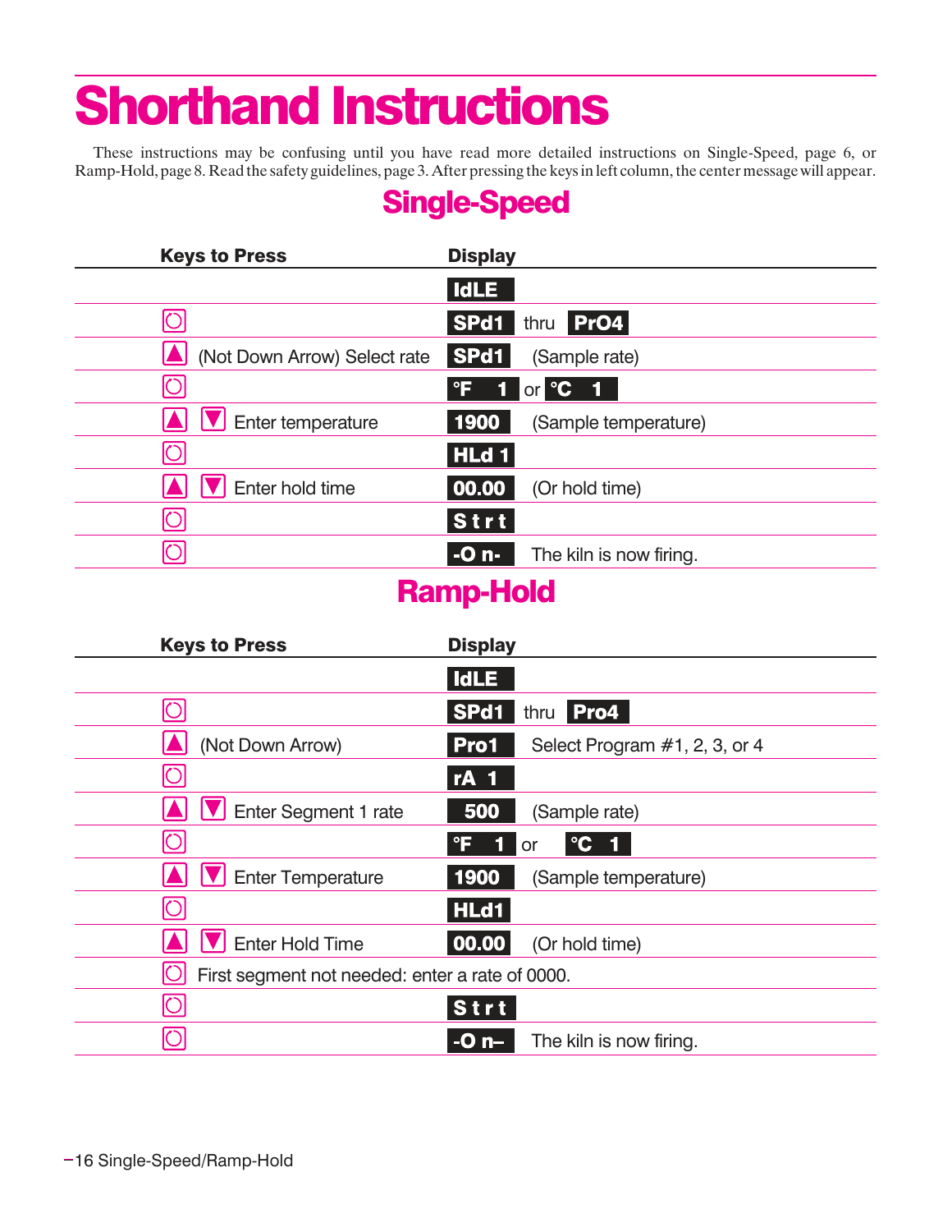# Shorthand Instructions

These instructions may be confusing until you have read more detailed instructions on Single-Speed, page 6, or Ramp-Hold, page 8. Read the safety guidelines, page 3. After pressing the keys in left column, the center message will appear.

## Single-Speed

| Keys to Press | Display |
|---|---|
| | IdLE |
| ○ | SPd1 thru PrO4 |
| ▲ (Not Down Arrow) Select rate | SPd1 (Sample rate) |
| ○ | °F 1 or °C 1 |
| ▲ ▼ Enter temperature | 1900 (Sample temperature) |
| ○ | HLd 1 |
| ▲ ▼ Enter hold time | 00.00 (Or hold time) |
| ○ | S t r t |
| ○ | -O n- The kiln is now firing. |

## Ramp-Hold

| Keys to Press | Display |
|---|---|
| | IdLE |
| ○ | SPd1 thru Pro4 |
| ▲ (Not Down Arrow) | Pro1 Select Program #1, 2, 3, or 4 |
| ○ | rA 1 |
| ▲ ▼ Enter Segment 1 rate | 500 (Sample rate) |
| ○ | °F 1 or °C 1 |
| ▲ ▼ Enter Temperature | 1900 (Sample temperature) |
| ○ | HLd1 |
| ▲ ▼ Enter Hold Time | 00.00 (Or hold time) |
| ○ First segment not needed: enter a rate of 0000. | |
| ○ | S t r t |
| ○ | -O n– The kiln is now firing. |